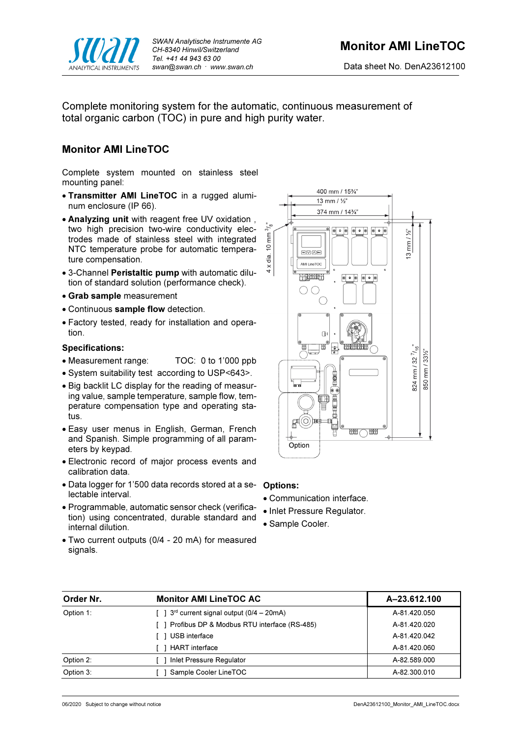# Monitor AMI LineTOC

Data sheet No. DenA23612100

Complete monitoring system for the automatic, continuous measurement of total organic carbon (TOC) in pure and high purity water.

## Monitor AMI LineTOC

Complete system mounted on stainless steel mounting panel:

- **Transmitter AMI LineTOC** in a rugged aluminum enclosure (IP 66).
- **Analyzing unit** with reagent free UV oxidation , two high precision two-wire conductivity electrodes made of stainless steel with integrated NTC temperature probe for automatic temperature compensation.
- 3-Channel **Peristaltic pump** with automatic dilution of standard solution (performance check).
- **Grab sample** measurement
- Continuous **sample flow** detection.
- Factory tested, ready for installation and operation.

### Specifications:

- Measurement range: TOC: 0 to 1'000 ppb
- System suitability test according to USP<643>.
- Big backlit LC display for the reading of measuring value, sample temperature, sample flow, temperature compensation type and operating status.
- Easy user menus in English, German, French and Spanish. Simple programming of all parameters by keypad.
- Electronic record of major process events and calibration data.
- Data logger for 1'500 data records stored at a selectable interval.
- Programmable, automatic sensor check (verification) using concentrated, durable standard and internal dilution.
- Two current outputs (0/4 - 20 mA) for measured signals.

### Options:

- Communication interface.
- Inlet Pressure Regulator.
- Sample Cooler.

| Order Nr. | Monitor AMI LineTOC AC | A–23.612.100 |
|---|---|---|
| Option 1: | [ ] 3rd current signal output (0/4 – 20mA) | A-81.420.050 |
| | [ ] Profibus DP & Modbus RTU interface (RS-485) | A-81.420.020 |
| | [ ] USB interface | A-81.420.042 |
| | [ ] HART interface | A-81.420.060 |
| Option 2: | [ ] Inlet Pressure Regulator | A-82.589.000 |
| Option 3: | [ ] Sample Cooler LineTOC | A-82.300.010 |

06/2020 Subject to change without notice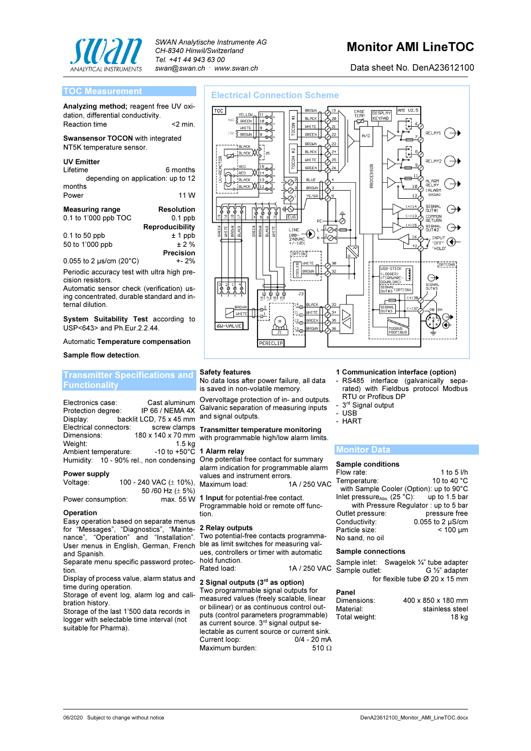SWAN Analytische Instrumente AG
CH-8340 Hinwil/Switzerland
Tel. +41 44 943 63 00
swan@swan.ch · www.swan.ch

# Monitor AMI LineTOC

Data sheet No. DenA23612100

## TOC Measurement

**Analyzing method;** reagent free UV oxidation, differential conductivity.
Reaction time <2 min.

**Swansensor TOCON** with integrated NT5K temperature sensor.

**UV Emitter**
Lifetime 6 months
depending on application: up to 12 months
Power 11 W

| Measuring range | Resolution |
|---|---|
| 0.1 to 1'000 ppb TOC | 0.1 ppb |
| | **Reproducibility** |
| 0.1 to 50 ppb | ± 1 ppb |
| 50 to 1'000 ppb | ± 2 % |
| | **Precision** |
| 0.055 to 2 µs/cm (20°C) | +- 2% |

Periodic accuracy test with ultra high precision resistors.
Automatic sensor check (verification) using concentrated, durable standard and internal dilution.

**System Suitability Test** according to USP<643> and Ph.Eur.2.2.44.

Automatic **Temperature compensation**

**Sample flow detection**.

## Electrical Connection Scheme

TOC
YELLOW, GREEN, WHITE, BROWN
TOCON #1: BROWN 19, BLACK 20, WHITE 21, GREEN 22
TOCON #2: BROWN 23, BLACK 24, WHITE 25, GREEN 26
UV-REACTOR
BLUE 4, BROWN 3, YE/GR 5
EVG
LINE 100-240VAC +/-10%, L, N, PE
OPTION: COOLER WHITE 30, BROWN 32
6W-VALVE
PERICLIP, J3, J1, M
BLACK 33, WHITE 34, GREEN 35, BROWN 36
CASE TEMP, DISPLAY KEYPAD, AMI V2.5
A/D, PROCESSOR
RELAY1, RELAY2, ALARM RELAY (ALARM SHOWN)
SIGNAL OUT#1, COMMON RETURN, SIGNAL OUT#2
INPUT 'OFF' 'HOLD'
OPTIONS: USB-STICK (LOGGER) (FIRMWARE-DOWNLOAD), SIGNAL OUT#3 (OPTION), SIGNAL OUT#3, MODBUS PROFIBUS, PB, PA

## Transmitter Specifications and Functionality

| | |
|---|---|
| Electronics case: | Cast aluminum |
| Protection degree: | IP 66 / NEMA 4X |
| Display: | backlit LCD, 75 x 45 mm |
| Electrical connectors: | screw clamps |
| Dimensions: | 180 x 140 x 70 mm |
| Weight: | 1.5 kg |
| Ambient temperature: | -10 to +50°C |
| Humidity: | 10 - 90% rel., non condensing |

**Power supply**
Voltage: 100 - 240 VAC (± 10%), 50 /60 Hz (± 5%)
Power consumption: max. 55 W

**Operation**
Easy operation based on separate menus for "Messages", "Diagnostics", "Maintenance", "Operation" and "Installation".
User menus in English, German, French and Spanish.
Separate menu specific password protection.
Display of process value, alarm status and time during operation.
Storage of event log, alarm log and calibration history.
Storage of the last 1'500 data records in logger with selectable time interval (not suitable for Pharma).

**Safety features**
No data loss after power failure, all data is saved in non-volatile memory.
Overvoltage protection of in- and outputs.
Galvanic separation of measuring inputs and signal outputs.

**Transmitter temperature monitoring** with programmable high/low alarm limits.

**1 Alarm relay**
One potential free contact for summary alarm indication for programmable alarm values and instrument errors.
Maximum load: 1A / 250 VAC

**1 Input** for potential-free contact.
Programmable hold or remote off function.

**2 Relay outputs**
Two potential-free contacts programmable as limit switches for measuring values, controllers or timer with automatic hold function.
Rated load: 1A / 250 VAC

**2 Signal outputs (3rd as option)**
Two programmable signal outputs for measured values (freely scalable, linear or bilinear) or as continuous control outputs (control parameters programmable) as current source. 3rd signal output selectable as current source or current sink.
Current loop: 0/4 - 20 mA
Maximum burden: 510 Ω

**1 Communication interface (option)**
- RS485 interface (galvanically separated) with Fieldbus protocol Modbus RTU or Profibus DP
- 3rd Signal output
- USB
- HART

## Monitor Data

**Sample conditions**

| | |
|---|---|
| Flow rate: | 1 to 5 l/h |
| Temperature: | 10 to 40 °C |
| with Sample Cooler (Option): | up to 90°C |
| Inlet pressure$_{Abs.}$ (25 °C): | up to 1.5 bar |
| with Pressure Regulator : | up to 5 bar |
| Outlet pressure: | pressure free |
| Conductivity: | 0.055 to 2 µS/cm |
| Particle size: | < 100 µm |

No sand, no oil

**Sample connections**
Sample inlet: Swagelok ¼" tube adapter
Sample outlet: G ½" adapter for flexible tube Ø 20 x 15 mm

**Panel**

| | |
|---|---|
| Dimensions: | 400 x 850 x 180 mm |
| Material: | stainless steel |
| Total weight: | 18 kg |

06/2020 Subject to change without notice DenA23612100_Monitor_AMI_LineTOC.docx